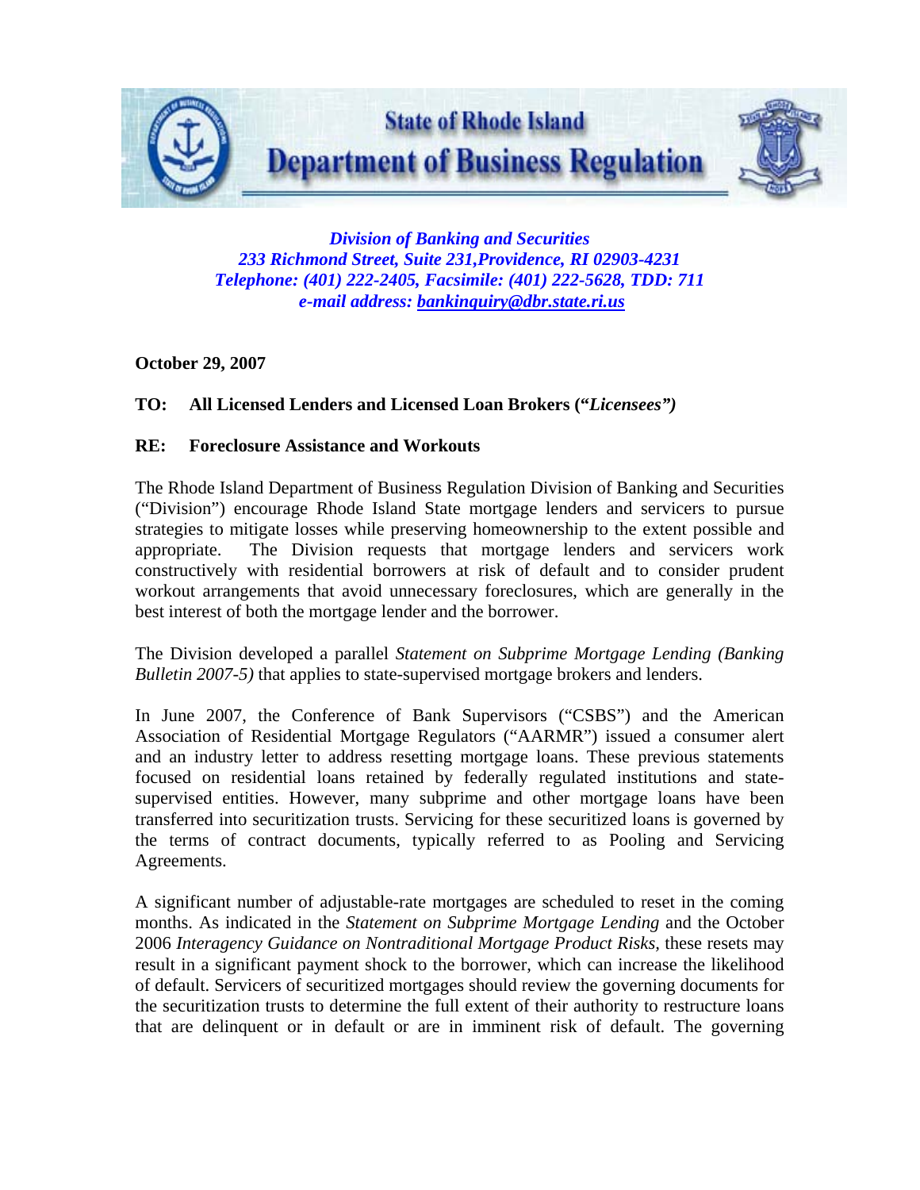# State of Rhode Island
# Department of Business Regulation

*Division of Banking and Securities*
*233 Richmond Street, Suite 231,Providence, RI 02903-4231*
*Telephone: (401) 222-2405, Facsimile: (401) 222-5628, TDD: 711*
*e-mail address: bankinquiry@dbr.state.ri.us*

**October 29, 2007**

**TO: All Licensed Lenders and Licensed Loan Brokers ("*Licensees")***

**RE: Foreclosure Assistance and Workouts**

The Rhode Island Department of Business Regulation Division of Banking and Securities ("Division") encourage Rhode Island State mortgage lenders and servicers to pursue strategies to mitigate losses while preserving homeownership to the extent possible and appropriate. The Division requests that mortgage lenders and servicers work constructively with residential borrowers at risk of default and to consider prudent workout arrangements that avoid unnecessary foreclosures, which are generally in the best interest of both the mortgage lender and the borrower.

The Division developed a parallel *Statement on Subprime Mortgage Lending (Banking Bulletin 2007-5)* that applies to state-supervised mortgage brokers and lenders.

In June 2007, the Conference of Bank Supervisors ("CSBS") and the American Association of Residential Mortgage Regulators ("AARMR") issued a consumer alert and an industry letter to address resetting mortgage loans. These previous statements focused on residential loans retained by federally regulated institutions and state-supervised entities. However, many subprime and other mortgage loans have been transferred into securitization trusts. Servicing for these securitized loans is governed by the terms of contract documents, typically referred to as Pooling and Servicing Agreements.

A significant number of adjustable-rate mortgages are scheduled to reset in the coming months. As indicated in the *Statement on Subprime Mortgage Lending* and the October 2006 *Interagency Guidance on Nontraditional Mortgage Product Risks,* these resets may result in a significant payment shock to the borrower, which can increase the likelihood of default. Servicers of securitized mortgages should review the governing documents for the securitization trusts to determine the full extent of their authority to restructure loans that are delinquent or in default or are in imminent risk of default. The governing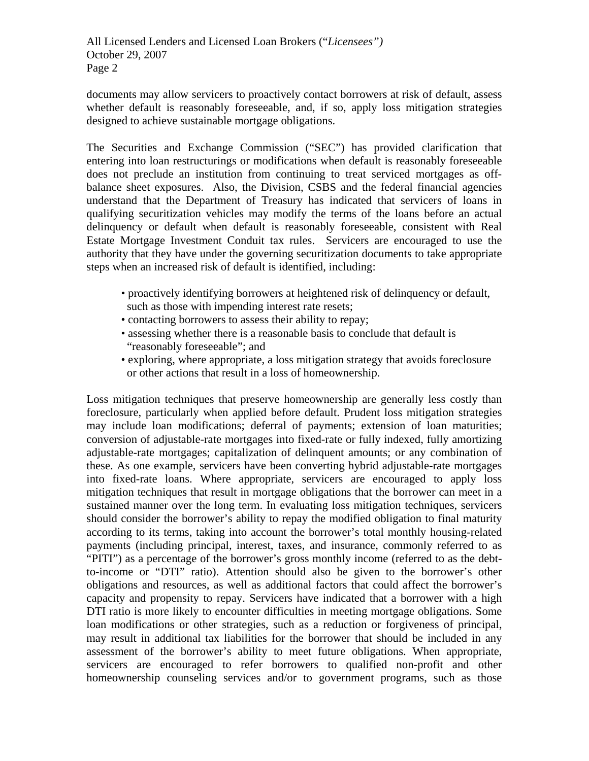documents may allow servicers to proactively contact borrowers at risk of default, assess whether default is reasonably foreseeable, and, if so, apply loss mitigation strategies designed to achieve sustainable mortgage obligations.

The Securities and Exchange Commission ("SEC") has provided clarification that entering into loan restructurings or modifications when default is reasonably foreseeable does not preclude an institution from continuing to treat serviced mortgages as off-balance sheet exposures. Also, the Division, CSBS and the federal financial agencies understand that the Department of Treasury has indicated that servicers of loans in qualifying securitization vehicles may modify the terms of the loans before an actual delinquency or default when default is reasonably foreseeable, consistent with Real Estate Mortgage Investment Conduit tax rules. Servicers are encouraged to use the authority that they have under the governing securitization documents to take appropriate steps when an increased risk of default is identified, including:

- proactively identifying borrowers at heightened risk of delinquency or default, such as those with impending interest rate resets;
- contacting borrowers to assess their ability to repay;
- assessing whether there is a reasonable basis to conclude that default is "reasonably foreseeable"; and
- exploring, where appropriate, a loss mitigation strategy that avoids foreclosure or other actions that result in a loss of homeownership.

Loss mitigation techniques that preserve homeownership are generally less costly than foreclosure, particularly when applied before default. Prudent loss mitigation strategies may include loan modifications; deferral of payments; extension of loan maturities; conversion of adjustable-rate mortgages into fixed-rate or fully indexed, fully amortizing adjustable-rate mortgages; capitalization of delinquent amounts; or any combination of these. As one example, servicers have been converting hybrid adjustable-rate mortgages into fixed-rate loans. Where appropriate, servicers are encouraged to apply loss mitigation techniques that result in mortgage obligations that the borrower can meet in a sustained manner over the long term. In evaluating loss mitigation techniques, servicers should consider the borrower's ability to repay the modified obligation to final maturity according to its terms, taking into account the borrower's total monthly housing-related payments (including principal, interest, taxes, and insurance, commonly referred to as "PITI") as a percentage of the borrower's gross monthly income (referred to as the debt-to-income or "DTI" ratio). Attention should also be given to the borrower's other obligations and resources, as well as additional factors that could affect the borrower's capacity and propensity to repay. Servicers have indicated that a borrower with a high DTI ratio is more likely to encounter difficulties in meeting mortgage obligations. Some loan modifications or other strategies, such as a reduction or forgiveness of principal, may result in additional tax liabilities for the borrower that should be included in any assessment of the borrower's ability to meet future obligations. When appropriate, servicers are encouraged to refer borrowers to qualified non-profit and other homeownership counseling services and/or to government programs, such as those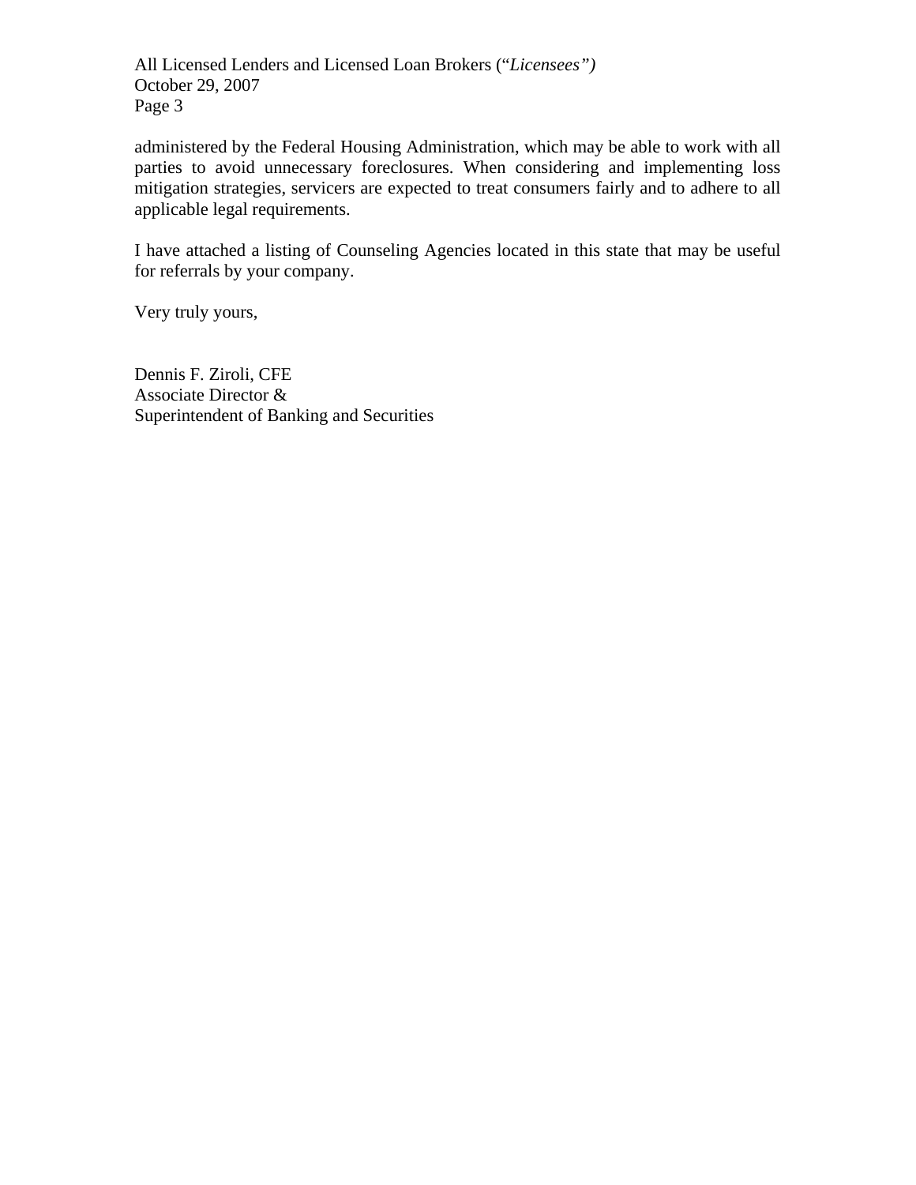administered by the Federal Housing Administration, which may be able to work with all parties to avoid unnecessary foreclosures. When considering and implementing loss mitigation strategies, servicers are expected to treat consumers fairly and to adhere to all applicable legal requirements.

I have attached a listing of Counseling Agencies located in this state that may be useful for referrals by your company.

Very truly yours,

Dennis F. Ziroli, CFE
Associate Director &
Superintendent of Banking and Securities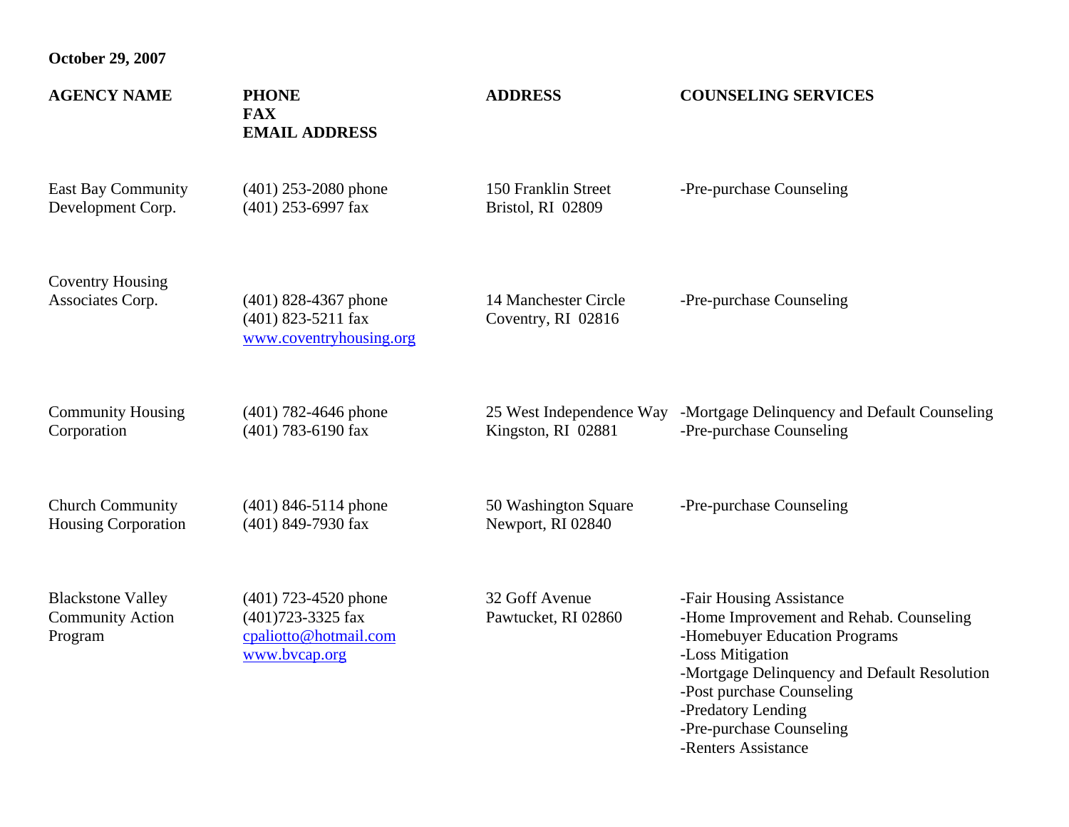**October 29, 2007**

| AGENCY NAME | PHONE<br>FAX<br>EMAIL ADDRESS | ADDRESS | COUNSELING SERVICES |
|---|---|---|---|
| East Bay Community Development Corp. | (401) 253-2080 phone<br>(401) 253-6997 fax | 150 Franklin Street<br>Bristol, RI 02809 | -Pre-purchase Counseling |
| Coventry Housing Associates Corp. | (401) 828-4367 phone<br>(401) 823-5211 fax<br>www.coventryhousing.org | 14 Manchester Circle<br>Coventry, RI 02816 | -Pre-purchase Counseling |
| Community Housing Corporation | (401) 782-4646 phone<br>(401) 783-6190 fax | 25 West Independence Way<br>Kingston, RI 02881 | -Mortgage Delinquency and Default Counseling<br>-Pre-purchase Counseling |
| Church Community Housing Corporation | (401) 846-5114 phone<br>(401) 849-7930 fax | 50 Washington Square<br>Newport, RI 02840 | -Pre-purchase Counseling |
| Blackstone Valley Community Action Program | (401) 723-4520 phone<br>(401)723-3325 fax<br>cpaliotto@hotmail.com<br>www.bvcap.org | 32 Goff Avenue<br>Pawtucket, RI 02860 | -Fair Housing Assistance<br>-Home Improvement and Rehab. Counseling<br>-Homebuyer Education Programs<br>-Loss Mitigation<br>-Mortgage Delinquency and Default Resolution<br>-Post purchase Counseling<br>-Predatory Lending<br>-Pre-purchase Counseling<br>-Renters Assistance |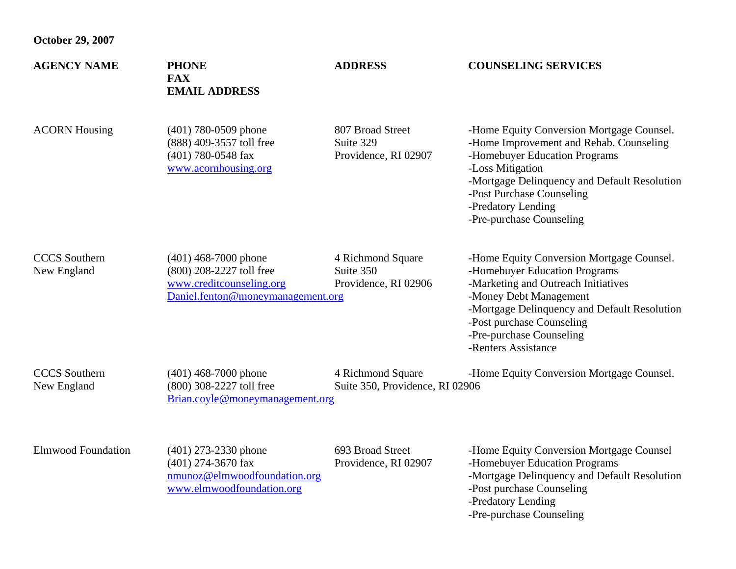**October 29, 2007**

| AGENCY NAME | PHONE<br>FAX<br>EMAIL ADDRESS | ADDRESS | COUNSELING SERVICES |
|---|---|---|---|
| ACORN Housing | (401) 780-0509 phone<br>(888) 409-3557 toll free<br>(401) 780-0548 fax<br>www.acornhousing.org | 807 Broad Street<br>Suite 329<br>Providence, RI 02907 | -Home Equity Conversion Mortgage Counsel.<br>-Home Improvement and Rehab. Counseling<br>-Homebuyer Education Programs<br>-Loss Mitigation<br>-Mortgage Delinquency and Default Resolution<br>-Post Purchase Counseling<br>-Predatory Lending<br>-Pre-purchase Counseling |
| CCCS Southern New England | (401) 468-7000 phone<br>(800) 208-2227 toll free<br>www.creditcounseling.org<br>Daniel.fenton@moneymanagement.org | 4 Richmond Square<br>Suite 350<br>Providence, RI 02906 | -Home Equity Conversion Mortgage Counsel.<br>-Homebuyer Education Programs<br>-Marketing and Outreach Initiatives<br>-Money Debt Management<br>-Mortgage Delinquency and Default Resolution<br>-Post purchase Counseling<br>-Pre-purchase Counseling<br>-Renters Assistance |
| CCCS Southern New England | (401) 468-7000 phone<br>(800) 308-2227 toll free<br>Brian.coyle@moneymanagement.org | 4 Richmond Square<br>Suite 350, Providence, RI 02906 | -Home Equity Conversion Mortgage Counsel. |
| Elmwood Foundation | (401) 273-2330 phone<br>(401) 274-3670 fax<br>nmunoz@elmwoodfoundation.org<br>www.elmwoodfoundation.org | 693 Broad Street<br>Providence, RI 02907 | -Home Equity Conversion Mortgage Counsel<br>-Homebuyer Education Programs<br>-Mortgage Delinquency and Default Resolution<br>-Post purchase Counseling<br>-Predatory Lending<br>-Pre-purchase Counseling |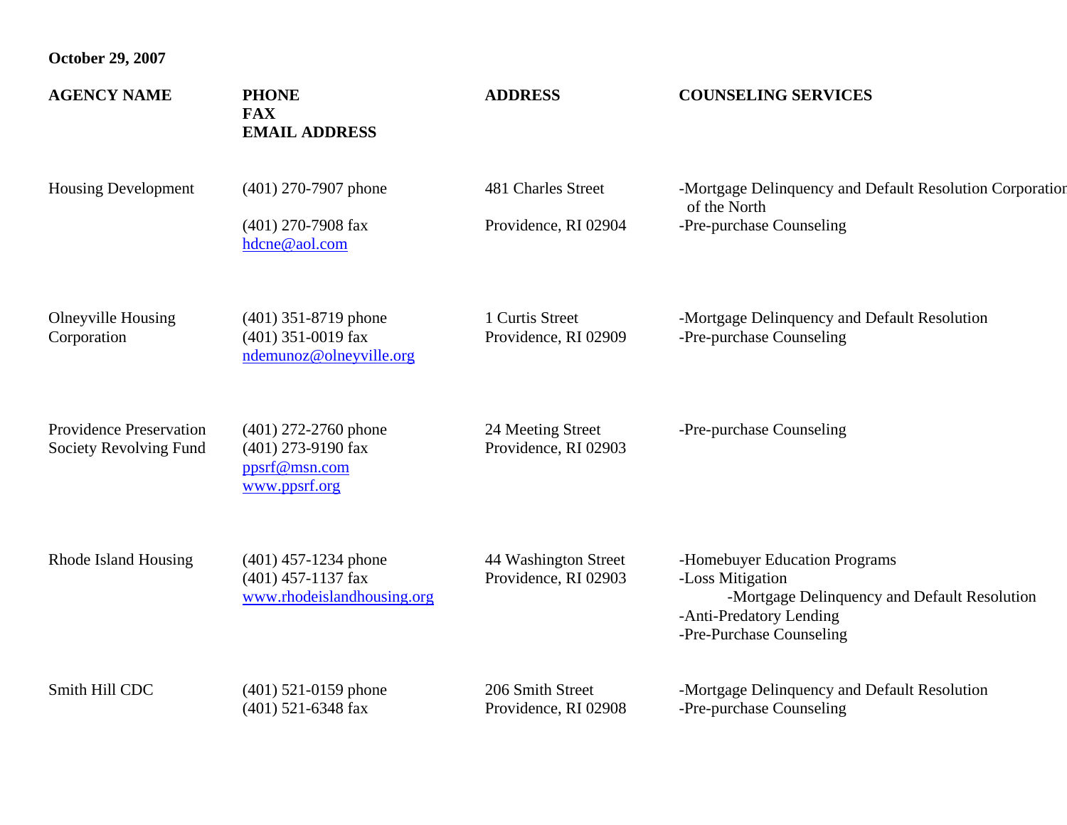**October 29, 2007**

| AGENCY NAME | PHONE<br>FAX<br>EMAIL ADDRESS | ADDRESS | COUNSELING SERVICES |
|---|---|---|---|
| Housing Development | (401) 270-7907 phone<br>(401) 270-7908 fax<br>hdcne@aol.com | 481 Charles Street<br>Providence, RI 02904 | -Mortgage Delinquency and Default Resolution Corporation of the North<br>-Pre-purchase Counseling |
| Olneyville Housing Corporation | (401) 351-8719 phone<br>(401) 351-0019 fax<br>ndemunoz@olneyville.org | 1 Curtis Street<br>Providence, RI 02909 | -Mortgage Delinquency and Default Resolution<br>-Pre-purchase Counseling |
| Providence Preservation Society Revolving Fund | (401) 272-2760 phone<br>(401) 273-9190 fax<br>ppsrf@msn.com<br>www.ppsrf.org | 24 Meeting Street<br>Providence, RI 02903 | -Pre-purchase Counseling |
| Rhode Island Housing | (401) 457-1234 phone<br>(401) 457-1137 fax<br>www.rhodeislandhousing.org | 44 Washington Street<br>Providence, RI 02903 | -Homebuyer Education Programs<br>-Loss Mitigation<br>-Mortgage Delinquency and Default Resolution<br>-Anti-Predatory Lending<br>-Pre-Purchase Counseling |
| Smith Hill CDC | (401) 521-0159 phone<br>(401) 521-6348 fax | 206 Smith Street<br>Providence, RI 02908 | -Mortgage Delinquency and Default Resolution<br>-Pre-purchase Counseling |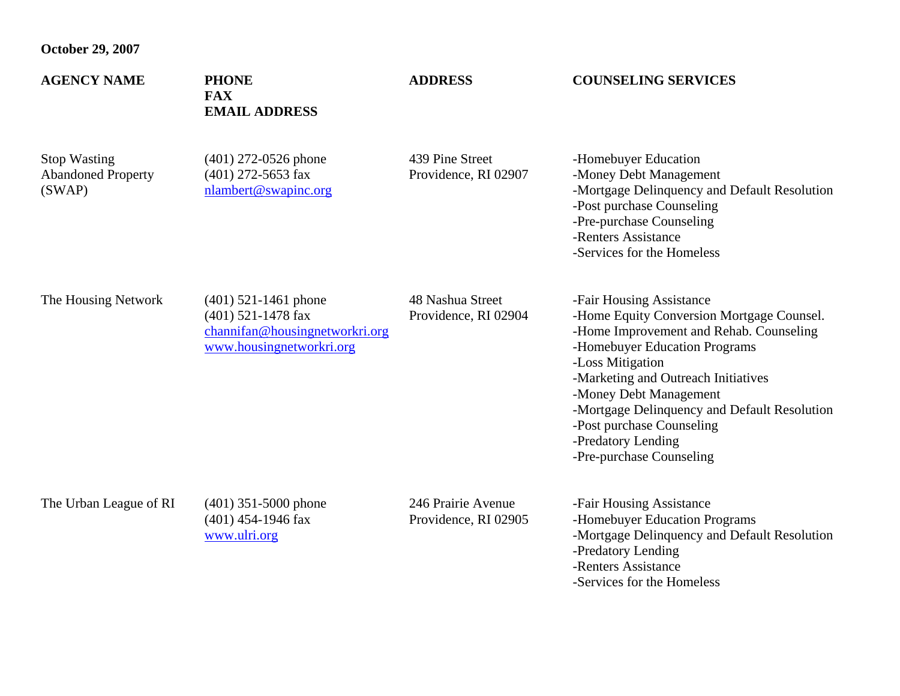**October 29, 2007**

| AGENCY NAME | PHONE<br>FAX<br>EMAIL ADDRESS | ADDRESS | COUNSELING SERVICES |
|---|---|---|---|
| Stop Wasting Abandoned Property (SWAP) | (401) 272-0526 phone<br>(401) 272-5653 fax<br>nlambert@swapinc.org | 439 Pine Street<br>Providence, RI 02907 | -Homebuyer Education<br>-Money Debt Management<br>-Mortgage Delinquency and Default Resolution<br>-Post purchase Counseling<br>-Pre-purchase Counseling<br>-Renters Assistance<br>-Services for the Homeless |
| The Housing Network | (401) 521-1461 phone<br>(401) 521-1478 fax<br>channifan@housingnetworkri.org<br>www.housingnetworkri.org | 48 Nashua Street<br>Providence, RI 02904 | -Fair Housing Assistance<br>-Home Equity Conversion Mortgage Counsel.<br>-Home Improvement and Rehab. Counseling<br>-Homebuyer Education Programs<br>-Loss Mitigation<br>-Marketing and Outreach Initiatives<br>-Money Debt Management<br>-Mortgage Delinquency and Default Resolution<br>-Post purchase Counseling<br>-Predatory Lending<br>-Pre-purchase Counseling |
| The Urban League of RI | (401) 351-5000 phone<br>(401) 454-1946 fax<br>www.ulri.org | 246 Prairie Avenue<br>Providence, RI 02905 | -Fair Housing Assistance<br>-Homebuyer Education Programs<br>-Mortgage Delinquency and Default Resolution<br>-Predatory Lending<br>-Renters Assistance<br>-Services for the Homeless |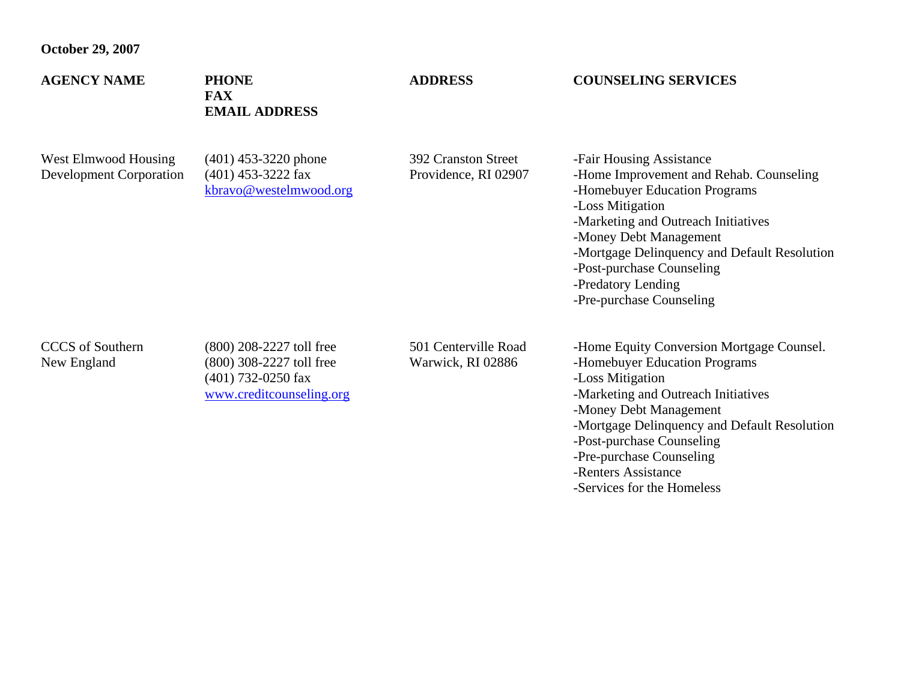**October 29, 2007**

| AGENCY NAME | PHONE<br>FAX<br>EMAIL ADDRESS | ADDRESS | COUNSELING SERVICES |
|---|---|---|---|
| West Elmwood Housing Development Corporation | (401) 453-3220 phone<br>(401) 453-3222 fax<br>kbravo@westelmwood.org | 392 Cranston Street<br>Providence, RI 02907 | -Fair Housing Assistance<br>-Home Improvement and Rehab. Counseling<br>-Homebuyer Education Programs<br>-Loss Mitigation<br>-Marketing and Outreach Initiatives<br>-Money Debt Management<br>-Mortgage Delinquency and Default Resolution<br>-Post-purchase Counseling<br>-Predatory Lending<br>-Pre-purchase Counseling |
| CCCS of Southern New England | (800) 208-2227 toll free<br>(800) 308-2227 toll free<br>(401) 732-0250 fax<br>www.creditcounseling.org | 501 Centerville Road<br>Warwick, RI 02886 | -Home Equity Conversion Mortgage Counsel.<br>-Homebuyer Education Programs<br>-Loss Mitigation<br>-Marketing and Outreach Initiatives<br>-Money Debt Management<br>-Mortgage Delinquency and Default Resolution<br>-Post-purchase Counseling<br>-Pre-purchase Counseling<br>-Renters Assistance<br>-Services for the Homeless |